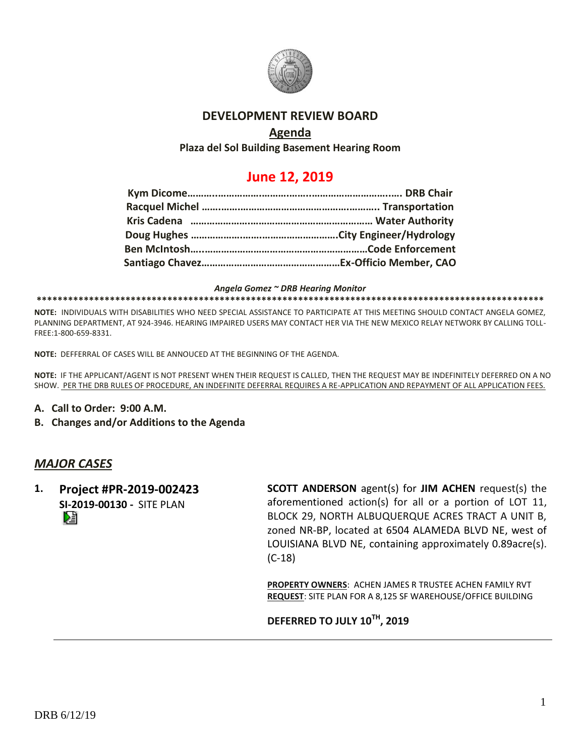# DEVELOPMENT REVIEW BOARD

## Agenda

**Plaza del Sol Building Basement Hearing Room**

## June 12, 2019

**Kym Dicome……………………………………………………………. DRB Chair**
**Racquel Michel ……………………………………………………….. Transportation**
**Kris Cadena ………………………………………………………… Water Authority**
**Doug Hughes ……………………………………………….City Engineer/Hydrology**
**Ben McIntosh……………………………………………………Code Enforcement**
**Santiago Chavez……………………………………………Ex-Officio Member, CAO**

***Angela Gomez ~ DRB Hearing Monitor***

**************************************************************************************************

**NOTE:** INDIVIDUALS WITH DISABILITIES WHO NEED SPECIAL ASSISTANCE TO PARTICIPATE AT THIS MEETING SHOULD CONTACT ANGELA GOMEZ, PLANNING DEPARTMENT, AT 924-3946. HEARING IMPAIRED USERS MAY CONTACT HER VIA THE NEW MEXICO RELAY NETWORK BY CALLING TOLL-FREE:1-800-659-8331.

**NOTE:** DEFFERRAL OF CASES WILL BE ANNOUCED AT THE BEGINNING OF THE AGENDA.

**NOTE:** IF THE APPLICANT/AGENT IS NOT PRESENT WHEN THEIR REQUEST IS CALLED, THEN THE REQUEST MAY BE INDEFINITELY DEFERRED ON A NO SHOW. PER THE DRB RULES OF PROCEDURE, AN INDEFINITE DEFERRAL REQUIRES A RE-APPLICATION AND REPAYMENT OF ALL APPLICATION FEES.

**A. Call to Order: 9:00 A.M.**

**B. Changes and/or Additions to the Agenda**

## *MAJOR CASES*

**1. Project #PR-2019-002423**
**SI-2019-00130 -** SITE PLAN

**SCOTT ANDERSON** agent(s) for **JIM ACHEN** request(s) the aforementioned action(s) for all or a portion of LOT 11, BLOCK 29, NORTH ALBUQUERQUE ACRES TRACT A UNIT B, zoned NR-BP, located at 6504 ALAMEDA BLVD NE, west of LOUISIANA BLVD NE, containing approximately 0.89acre(s). (C-18)

**PROPERTY OWNERS**: ACHEN JAMES R TRUSTEE ACHEN FAMILY RVT
**REQUEST**: SITE PLAN FOR A 8,125 SF WAREHOUSE/OFFICE BUILDING

**DEFERRED TO JULY 10TH, 2019**

DRB 6/12/19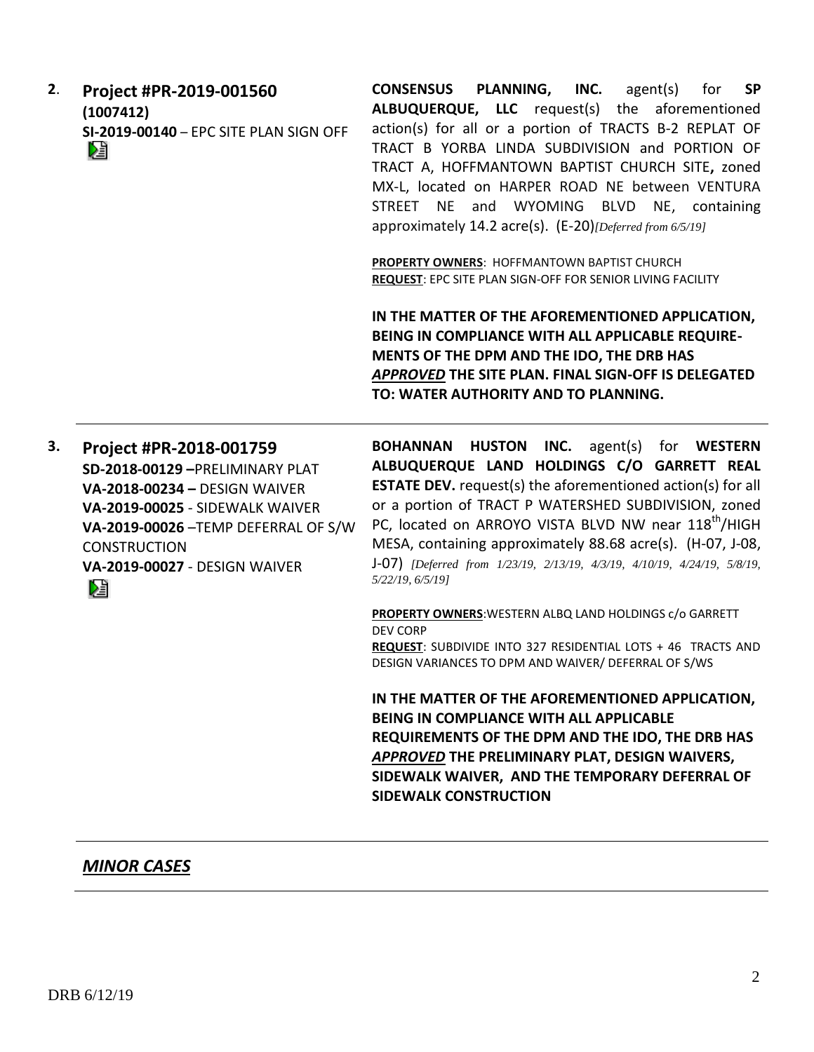**2. Project #PR-2019-001560**
**(1007412)**
**SI-2019-00140** – EPC SITE PLAN SIGN OFF

**CONSENSUS PLANNING, INC.** agent(s) for **SP ALBUQUERQUE, LLC** request(s) the aforementioned action(s) for all or a portion of TRACTS B-2 REPLAT OF TRACT B YORBA LINDA SUBDIVISION and PORTION OF TRACT A, HOFFMANTOWN BAPTIST CHURCH SITE**,** zoned MX-L, located on HARPER ROAD NE between VENTURA STREET NE and WYOMING BLVD NE, containing approximately 14.2 acre(s). (E-20)*[Deferred from 6/5/19]*

**PROPERTY OWNERS**: HOFFMANTOWN BAPTIST CHURCH
**REQUEST**: EPC SITE PLAN SIGN-OFF FOR SENIOR LIVING FACILITY

**IN THE MATTER OF THE AFOREMENTIONED APPLICATION, BEING IN COMPLIANCE WITH ALL APPLICABLE REQUIREMENTS OF THE DPM AND THE IDO, THE DRB HAS *APPROVED* THE SITE PLAN. FINAL SIGN-OFF IS DELEGATED TO: WATER AUTHORITY AND TO PLANNING.**

---

**3. Project #PR-2018-001759**
**SD-2018-00129** –PRELIMINARY PLAT
**VA-2018-00234** – DESIGN WAIVER
**VA-2019-00025** - SIDEWALK WAIVER
**VA-2019-00026** –TEMP DEFERRAL OF S/W CONSTRUCTION
**VA-2019-00027** - DESIGN WAIVER

**BOHANNAN HUSTON INC.** agent(s) for **WESTERN ALBUQUERQUE LAND HOLDINGS C/O GARRETT REAL ESTATE DEV.** request(s) the aforementioned action(s) for all or a portion of TRACT P WATERSHED SUBDIVISION, zoned PC, located on ARROYO VISTA BLVD NW near 118th/HIGH MESA, containing approximately 88.68 acre(s). (H-07, J-08, J-07) *[Deferred from 1/23/19, 2/13/19, 4/3/19, 4/10/19, 4/24/19, 5/8/19, 5/22/19, 6/5/19]*

**PROPERTY OWNERS**:WESTERN ALBQ LAND HOLDINGS c/o GARRETT DEV CORP
**REQUEST**: SUBDIVIDE INTO 327 RESIDENTIAL LOTS + 46 TRACTS AND DESIGN VARIANCES TO DPM AND WAIVER/ DEFERRAL OF S/WS

**IN THE MATTER OF THE AFOREMENTIONED APPLICATION, BEING IN COMPLIANCE WITH ALL APPLICABLE REQUIREMENTS OF THE DPM AND THE IDO, THE DRB HAS *APPROVED* THE PRELIMINARY PLAT, DESIGN WAIVERS, SIDEWALK WAIVER, AND THE TEMPORARY DEFERRAL OF SIDEWALK CONSTRUCTION**

---

## *MINOR CASES*

---

DRB 6/12/19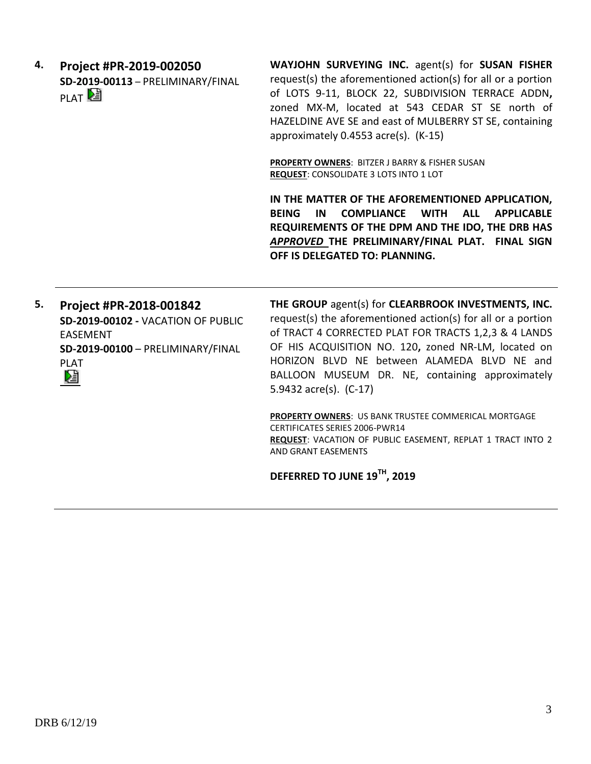**4. Project #PR-2019-002050**
**SD-2019-00113** – PRELIMINARY/FINAL PLAT

**WAYJOHN SURVEYING INC.** agent(s) for **SUSAN FISHER** request(s) the aforementioned action(s) for all or a portion of LOTS 9-11, BLOCK 22, SUBDIVISION TERRACE ADDN**,** zoned MX-M, located at 543 CEDAR ST SE north of HAZELDINE AVE SE and east of MULBERRY ST SE, containing approximately 0.4553 acre(s). (K-15)

**PROPERTY OWNERS**: BITZER J BARRY & FISHER SUSAN
**REQUEST**: CONSOLIDATE 3 LOTS INTO 1 LOT

**IN THE MATTER OF THE AFOREMENTIONED APPLICATION, BEING IN COMPLIANCE WITH ALL APPLICABLE REQUIREMENTS OF THE DPM AND THE IDO, THE DRB HAS *APPROVED* THE PRELIMINARY/FINAL PLAT. FINAL SIGN OFF IS DELEGATED TO: PLANNING.**

---

**5. Project #PR-2018-001842**
**SD-2019-00102 -** VACATION OF PUBLIC EASEMENT
**SD-2019-00100** – PRELIMINARY/FINAL PLAT

**THE GROUP** agent(s) for **CLEARBROOK INVESTMENTS, INC.** request(s) the aforementioned action(s) for all or a portion of TRACT 4 CORRECTED PLAT FOR TRACTS 1,2,3 & 4 LANDS OF HIS ACQUISITION NO. 120**,** zoned NR-LM, located on HORIZON BLVD NE between ALAMEDA BLVD NE and BALLOON MUSEUM DR. NE, containing approximately 5.9432 acre(s). (C-17)

**PROPERTY OWNERS**: US BANK TRUSTEE COMMERICAL MORTGAGE CERTIFICATES SERIES 2006-PWR14
**REQUEST**: VACATION OF PUBLIC EASEMENT, REPLAT 1 TRACT INTO 2 AND GRANT EASEMENTS

**DEFERRED TO JUNE 19TH, 2019**

---

DRB 6/12/19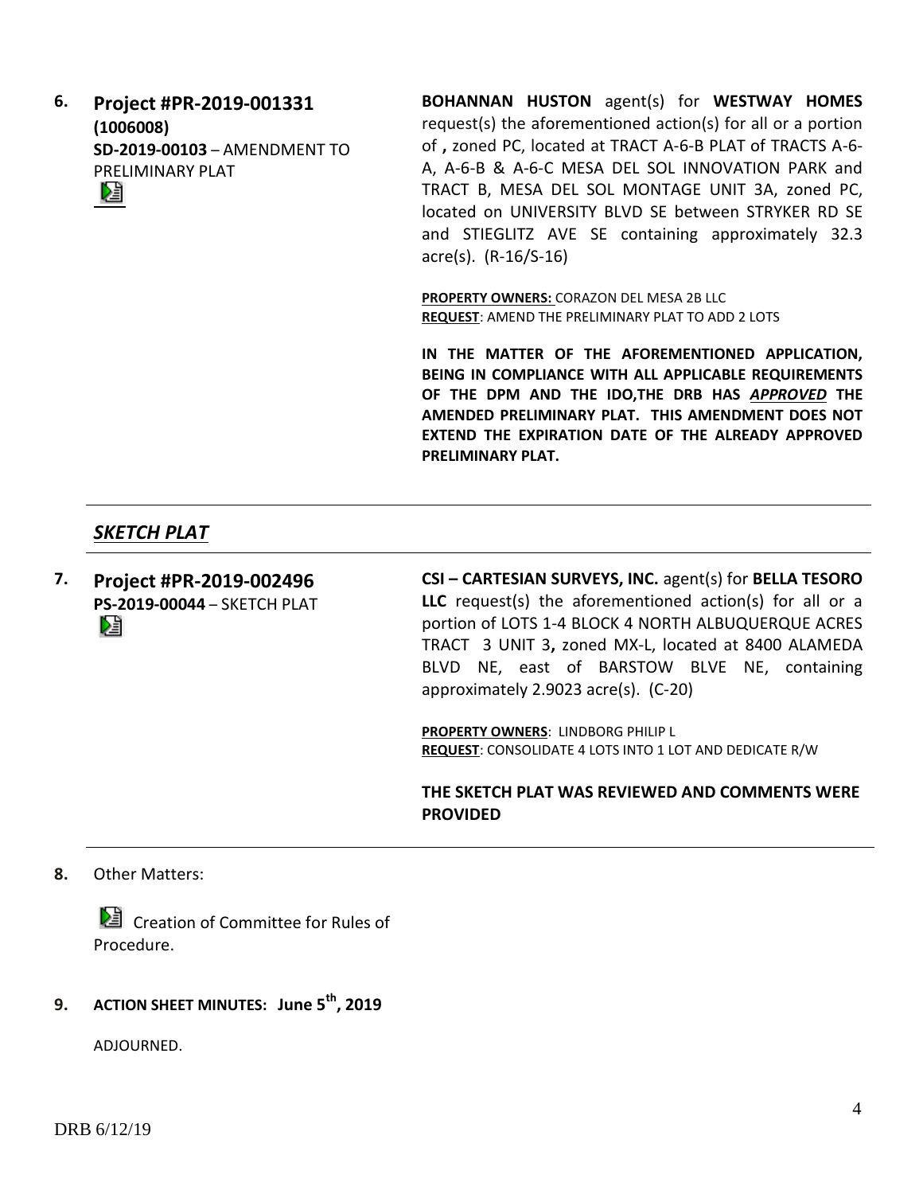**6.** **Project #PR-2019-001331 (1006008)**
**SD-2019-00103** – AMENDMENT TO PRELIMINARY PLAT

**BOHANNAN HUSTON** agent(s) for **WESTWAY HOMES** request(s) the aforementioned action(s) for all or a portion of **,** zoned PC, located at TRACT A-6-B PLAT of TRACTS A-6-A, A-6-B & A-6-C MESA DEL SOL INNOVATION PARK and TRACT B, MESA DEL SOL MONTAGE UNIT 3A, zoned PC, located on UNIVERSITY BLVD SE between STRYKER RD SE and STIEGLITZ AVE SE containing approximately 32.3 acre(s). (R-16/S-16)

**PROPERTY OWNERS:** CORAZON DEL MESA 2B LLC
**REQUEST**: AMEND THE PRELIMINARY PLAT TO ADD 2 LOTS

**IN THE MATTER OF THE AFOREMENTIONED APPLICATION, BEING IN COMPLIANCE WITH ALL APPLICABLE REQUIREMENTS OF THE DPM AND THE IDO,THE DRB HAS *APPROVED* THE AMENDED PRELIMINARY PLAT. THIS AMENDMENT DOES NOT EXTEND THE EXPIRATION DATE OF THE ALREADY APPROVED PRELIMINARY PLAT.**

---

## *SKETCH PLAT*

---

**7.** **Project #PR-2019-002496**
**PS-2019-00044** – SKETCH PLAT

**CSI – CARTESIAN SURVEYS, INC.** agent(s) for **BELLA TESORO LLC** request(s) the aforementioned action(s) for all or a portion of LOTS 1-4 BLOCK 4 NORTH ALBUQUERQUE ACRES TRACT 3 UNIT 3**,** zoned MX-L, located at 8400 ALAMEDA BLVD NE, east of BARSTOW BLVE NE, containing approximately 2.9023 acre(s). (C-20)

**PROPERTY OWNERS**: LINDBORG PHILIP L
**REQUEST**: CONSOLIDATE 4 LOTS INTO 1 LOT AND DEDICATE R/W

**THE SKETCH PLAT WAS REVIEWED AND COMMENTS WERE PROVIDED**

---

**8.** Other Matters:

Creation of Committee for Rules of Procedure.

**9.** **ACTION SHEET MINUTES: June 5th, 2019**

ADJOURNED.